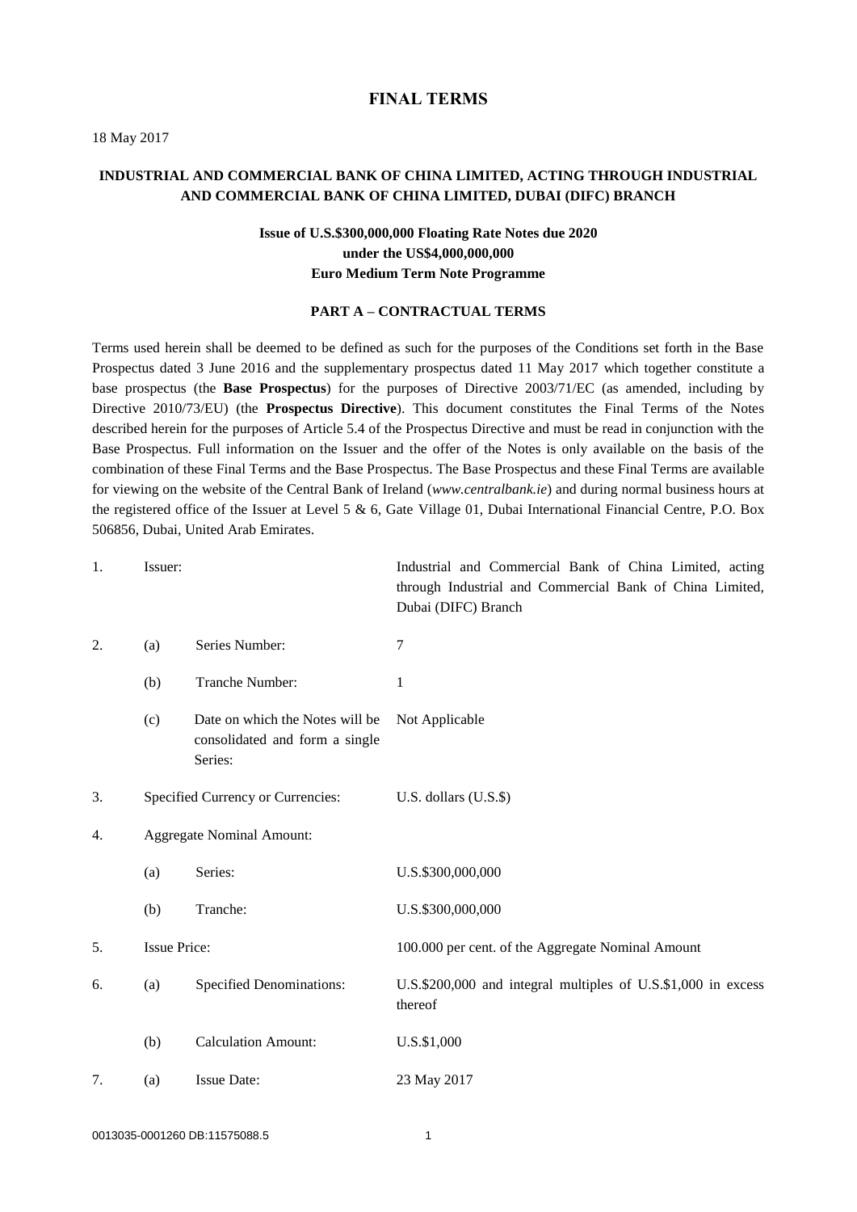# FINAL TERMS

18 May 2017

**INDUSTRIAL AND COMMERCIAL BANK OF CHINA LIMITED, ACTING THROUGH INDUSTRIAL AND COMMERCIAL BANK OF CHINA LIMITED, DUBAI (DIFC) BRANCH**

**Issue of U.S.$300,000,000 Floating Rate Notes due 2020**
**under the US$4,000,000,000**
**Euro Medium Term Note Programme**

## PART A – CONTRACTUAL TERMS

Terms used herein shall be deemed to be defined as such for the purposes of the Conditions set forth in the Base Prospectus dated 3 June 2016 and the supplementary prospectus dated 11 May 2017 which together constitute a base prospectus (the **Base Prospectus**) for the purposes of Directive 2003/71/EC (as amended, including by Directive 2010/73/EU) (the **Prospectus Directive**). This document constitutes the Final Terms of the Notes described herein for the purposes of Article 5.4 of the Prospectus Directive and must be read in conjunction with the Base Prospectus. Full information on the Issuer and the offer of the Notes is only available on the basis of the combination of these Final Terms and the Base Prospectus. The Base Prospectus and these Final Terms are available for viewing on the website of the Central Bank of Ireland (*www.centralbank.ie*) and during normal business hours at the registered office of the Issuer at Level 5 & 6, Gate Village 01, Dubai International Financial Centre, P.O. Box 506856, Dubai, United Arab Emirates.

| | | | |
|---|---|---|---|
| 1. | Issuer: | | Industrial and Commercial Bank of China Limited, acting through Industrial and Commercial Bank of China Limited, Dubai (DIFC) Branch |
| 2. | (a) | Series Number: | 7 |
| | (b) | Tranche Number: | 1 |
| | (c) | Date on which the Notes will be consolidated and form a single Series: | Not Applicable |
| 3. | Specified Currency or Currencies: | | U.S. dollars (U.S.$) |
| 4. | Aggregate Nominal Amount: | | |
| | (a) | Series: | U.S.$300,000,000 |
| | (b) | Tranche: | U.S.$300,000,000 |
| 5. | Issue Price: | | 100.000 per cent. of the Aggregate Nominal Amount |
| 6. | (a) | Specified Denominations: | U.S.$200,000 and integral multiples of U.S.$1,000 in excess thereof |
| | (b) | Calculation Amount: | U.S.$1,000 |
| 7. | (a) | Issue Date: | 23 May 2017 |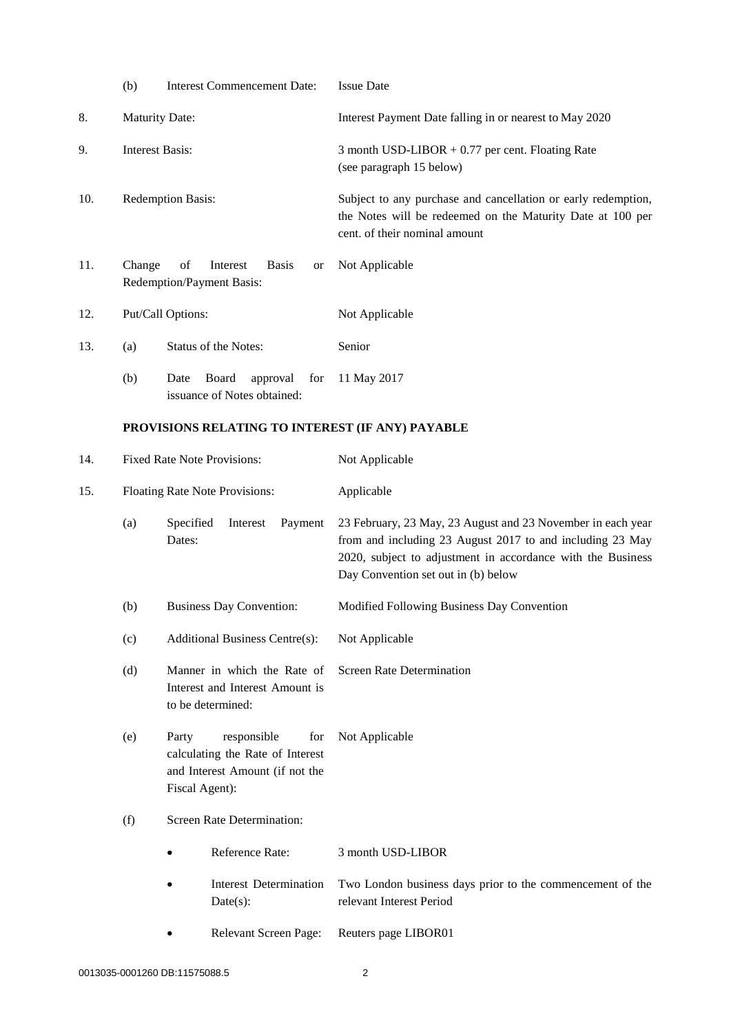| | | | |
|---|---|---|---|
| | (b) | Interest Commencement Date: | Issue Date |
| 8. | Maturity Date: | | Interest Payment Date falling in or nearest to May 2020 |
| 9. | Interest Basis: | | 3 month USD-LIBOR + 0.77 per cent. Floating Rate (see paragraph 15 below) |
| 10. | Redemption Basis: | | Subject to any purchase and cancellation or early redemption, the Notes will be redeemed on the Maturity Date at 100 per cent. of their nominal amount |
| 11. | Change of Interest Basis or Redemption/Payment Basis: | | Not Applicable |
| 12. | Put/Call Options: | | Not Applicable |
| 13. | (a) | Status of the Notes: | Senior |
| | (b) | Date Board approval for issuance of Notes obtained: | 11 May 2017 |

**PROVISIONS RELATING TO INTEREST (IF ANY) PAYABLE**

| | | | |
|---|---|---|---|
| 14. | Fixed Rate Note Provisions: | | Not Applicable |
| 15. | Floating Rate Note Provisions: | | Applicable |
| | (a) | Specified Interest Payment Dates: | 23 February, 23 May, 23 August and 23 November in each year from and including 23 August 2017 to and including 23 May 2020, subject to adjustment in accordance with the Business Day Convention set out in (b) below |
| | (b) | Business Day Convention: | Modified Following Business Day Convention |
| | (c) | Additional Business Centre(s): | Not Applicable |
| | (d) | Manner in which the Rate of Interest and Interest Amount is to be determined: | Screen Rate Determination |
| | (e) | Party responsible for calculating the Rate of Interest and Interest Amount (if not the Fiscal Agent): | Not Applicable |
| | (f) | Screen Rate Determination: | |
| | | • Reference Rate: | 3 month USD-LIBOR |
| | | • Interest Determination Date(s): | Two London business days prior to the commencement of the relevant Interest Period |
| | | • Relevant Screen Page: | Reuters page LIBOR01 |

0013035-0001260 DB:11575088.5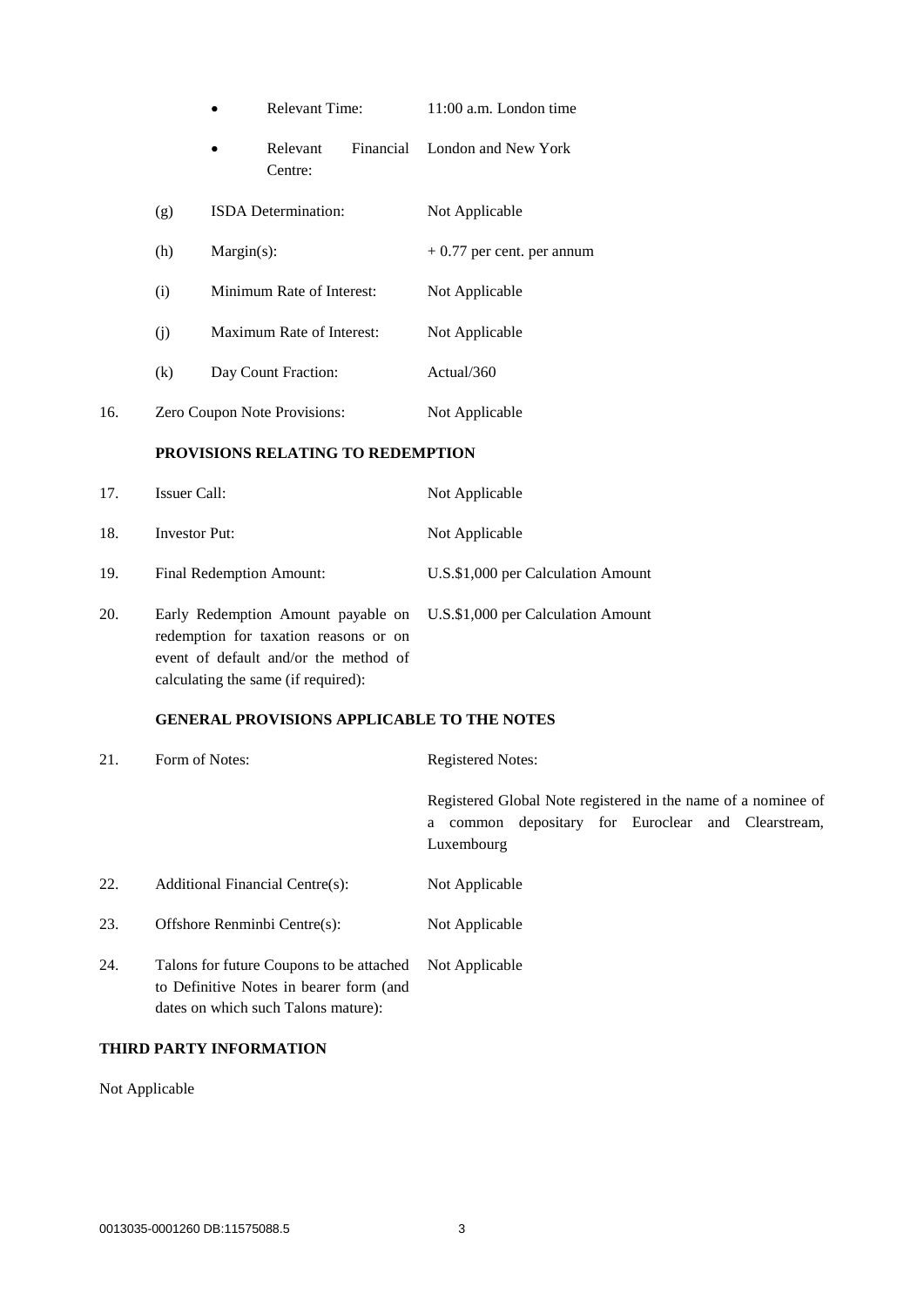| | | |
|---|---|---|
| | • Relevant Time: | 11:00 a.m. London time |
| | • Relevant Financial Centre: | London and New York |
| | (g) ISDA Determination: | Not Applicable |
| | (h) Margin(s): | + 0.77 per cent. per annum |
| | (i) Minimum Rate of Interest: | Not Applicable |
| | (j) Maximum Rate of Interest: | Not Applicable |
| | (k) Day Count Fraction: | Actual/360 |
| 16. | Zero Coupon Note Provisions: | Not Applicable |

**PROVISIONS RELATING TO REDEMPTION**

| | | |
|---|---|---|
| 17. | Issuer Call: | Not Applicable |
| 18. | Investor Put: | Not Applicable |
| 19. | Final Redemption Amount: | U.S.$1,000 per Calculation Amount |
| 20. | Early Redemption Amount payable on redemption for taxation reasons or on event of default and/or the method of calculating the same (if required): | U.S.$1,000 per Calculation Amount |

**GENERAL PROVISIONS APPLICABLE TO THE NOTES**

| | | |
|---|---|---|
| 21. | Form of Notes: | Registered Notes:<br><br>Registered Global Note registered in the name of a nominee of a common depositary for Euroclear and Clearstream, Luxembourg |
| 22. | Additional Financial Centre(s): | Not Applicable |
| 23. | Offshore Renminbi Centre(s): | Not Applicable |
| 24. | Talons for future Coupons to be attached to Definitive Notes in bearer form (and dates on which such Talons mature): | Not Applicable |

**THIRD PARTY INFORMATION**

Not Applicable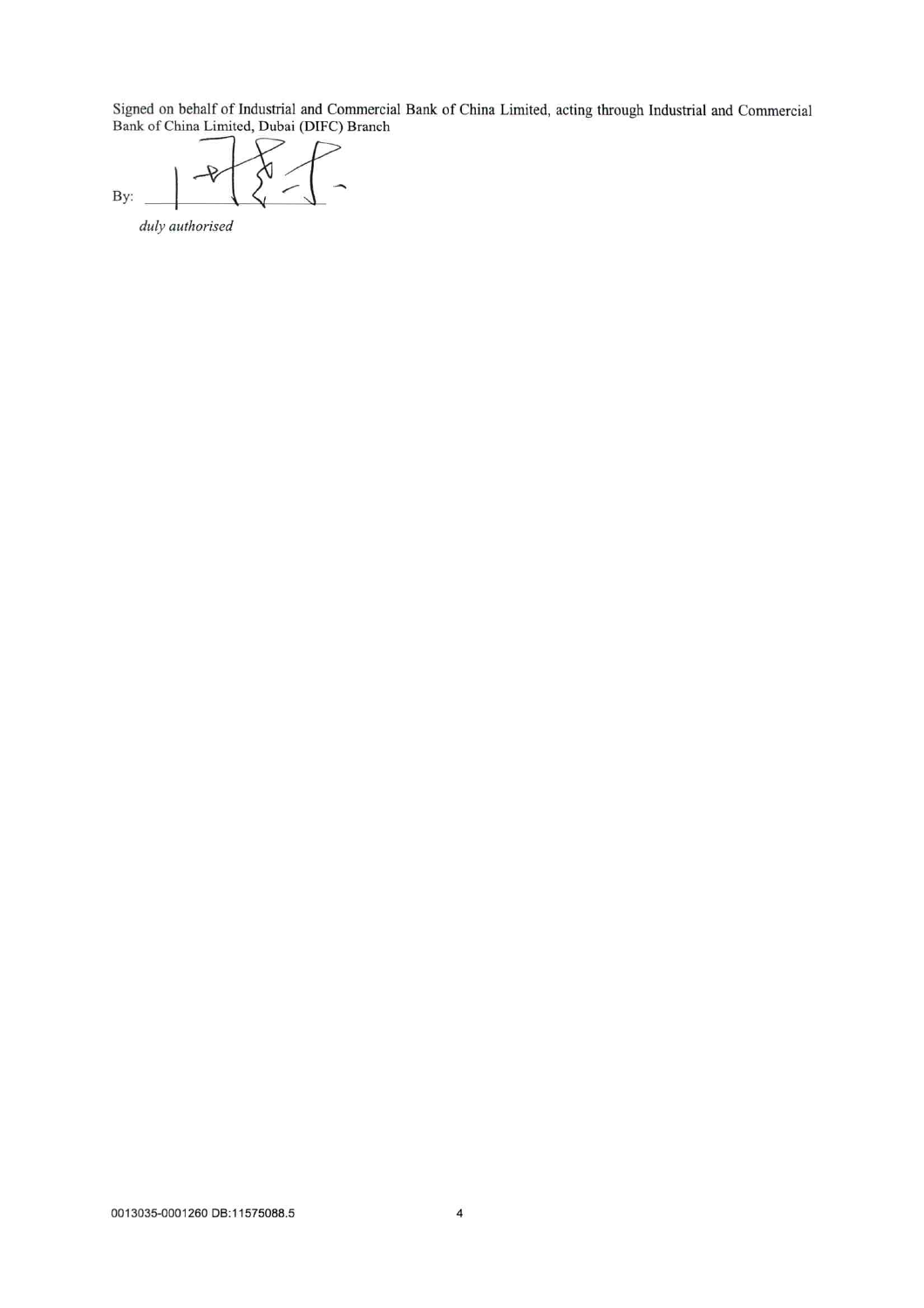Signed on behalf of Industrial and Commercial Bank of China Limited, acting through Industrial and Commercial Bank of China Limited, Dubai (DIFC) Branch

By: ______________________

*duly authorised*

0013035-0001260 DB:11575088.5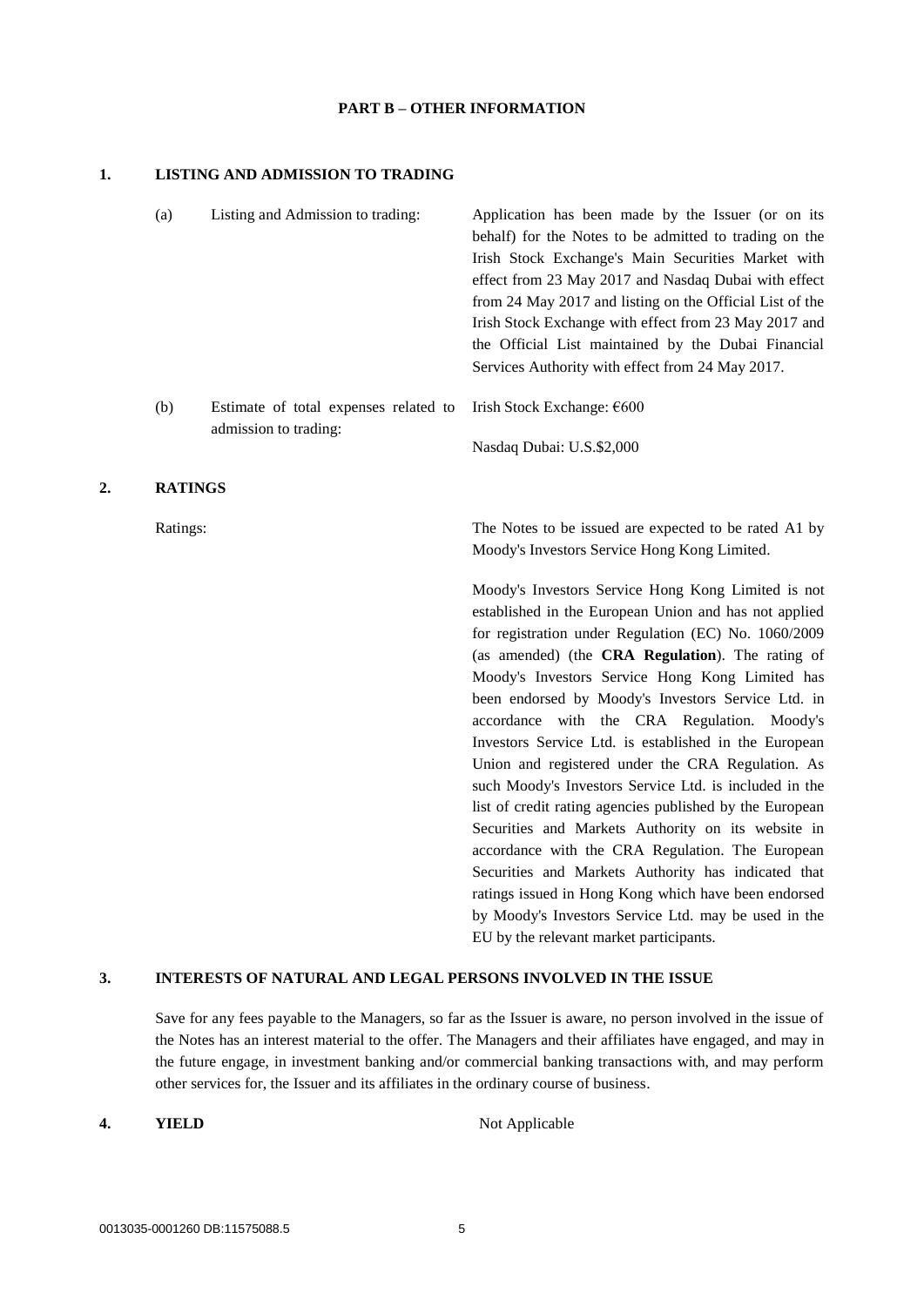## PART B – OTHER INFORMATION

### 1. LISTING AND ADMISSION TO TRADING

| | | |
|---|---|---|
| (a) | Listing and Admission to trading: | Application has been made by the Issuer (or on its behalf) for the Notes to be admitted to trading on the Irish Stock Exchange's Main Securities Market with effect from 23 May 2017 and Nasdaq Dubai with effect from 24 May 2017 and listing on the Official List of the Irish Stock Exchange with effect from 23 May 2017 and the Official List maintained by the Dubai Financial Services Authority with effect from 24 May 2017. |
| (b) | Estimate of total expenses related to admission to trading: | Irish Stock Exchange: €600<br><br>Nasdaq Dubai: U.S.$2,000 |

### 2. RATINGS

Ratings:

The Notes to be issued are expected to be rated A1 by Moody's Investors Service Hong Kong Limited.

Moody's Investors Service Hong Kong Limited is not established in the European Union and has not applied for registration under Regulation (EC) No. 1060/2009 (as amended) (the **CRA Regulation**). The rating of Moody's Investors Service Hong Kong Limited has been endorsed by Moody's Investors Service Ltd. in accordance with the CRA Regulation. Moody's Investors Service Ltd. is established in the European Union and registered under the CRA Regulation. As such Moody's Investors Service Ltd. is included in the list of credit rating agencies published by the European Securities and Markets Authority on its website in accordance with the CRA Regulation. The European Securities and Markets Authority has indicated that ratings issued in Hong Kong which have been endorsed by Moody's Investors Service Ltd. may be used in the EU by the relevant market participants.

### 3. INTERESTS OF NATURAL AND LEGAL PERSONS INVOLVED IN THE ISSUE

Save for any fees payable to the Managers, so far as the Issuer is aware, no person involved in the issue of the Notes has an interest material to the offer. The Managers and their affiliates have engaged, and may in the future engage, in investment banking and/or commercial banking transactions with, and may perform other services for, the Issuer and its affiliates in the ordinary course of business.

### 4. YIELD

Not Applicable

0013035-0001260 DB:11575088.5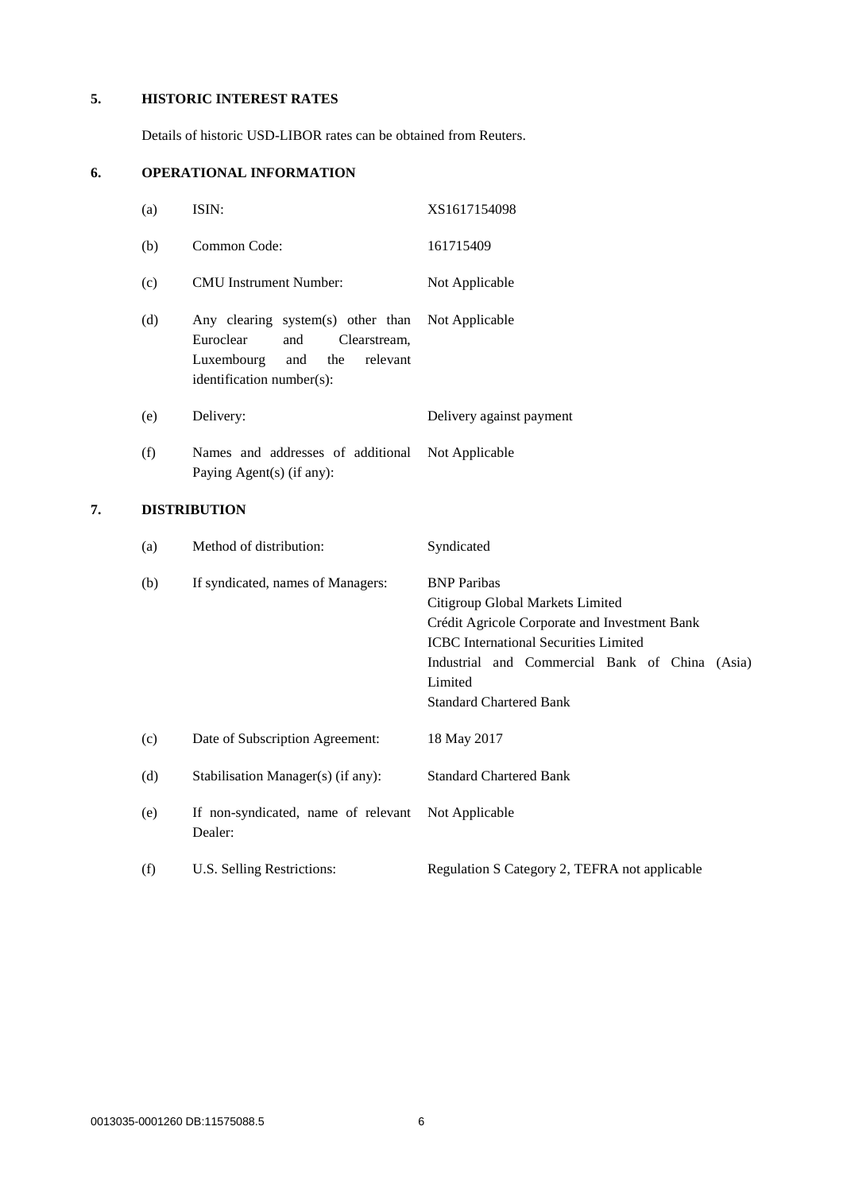## 5. HISTORIC INTEREST RATES

Details of historic USD-LIBOR rates can be obtained from Reuters.

## 6. OPERATIONAL INFORMATION

| | | |
|---|---|---|
| (a) | ISIN: | XS1617154098 |
| (b) | Common Code: | 161715409 |
| (c) | CMU Instrument Number: | Not Applicable |
| (d) | Any clearing system(s) other than Euroclear and Clearstream, Luxembourg and the relevant identification number(s): | Not Applicable |
| (e) | Delivery: | Delivery against payment |
| (f) | Names and addresses of additional Paying Agent(s) (if any): | Not Applicable |

## 7. DISTRIBUTION

| | | |
|---|---|---|
| (a) | Method of distribution: | Syndicated |
| (b) | If syndicated, names of Managers: | BNP Paribas<br>Citigroup Global Markets Limited<br>Crédit Agricole Corporate and Investment Bank<br>ICBC International Securities Limited<br>Industrial and Commercial Bank of China (Asia) Limited<br>Standard Chartered Bank |
| (c) | Date of Subscription Agreement: | 18 May 2017 |
| (d) | Stabilisation Manager(s) (if any): | Standard Chartered Bank |
| (e) | If non-syndicated, name of relevant Dealer: | Not Applicable |
| (f) | U.S. Selling Restrictions: | Regulation S Category 2, TEFRA not applicable |